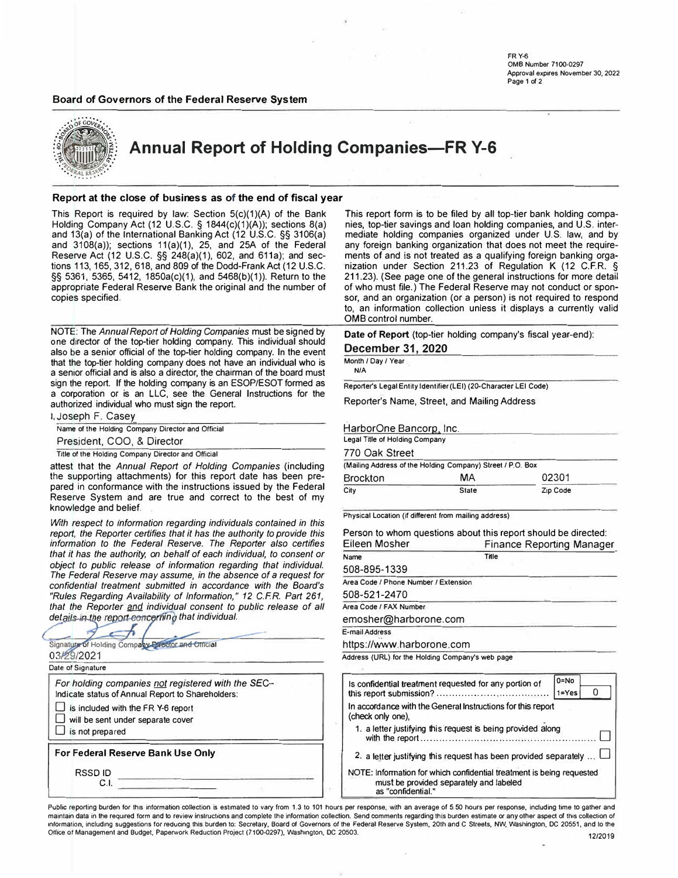FR Y-6
OMB Number 7100-0297
Approval expires November 30, 2022
Page 1 of 2

**Board of Governors of the Federal Reserve System**

# Annual Report of Holding Companies—FR Y-6

**Report at the close of business as of the end of fiscal year**

This Report is required by law: Section 5(c)(1)(A) of the Bank Holding Company Act (12 U.S.C. § 1844(c)(1)(A)); sections 8(a) and 13(a) of the International Banking Act (12 U.S.C. §§ 3106(a) and 3108(a)); sections 11(a)(1), 25, and 25A of the Federal Reserve Act (12 U.S.C. §§ 248(a)(1), 602, and 611a); and sections 113, 165, 312, 618, and 809 of the Dodd-Frank Act (12 U.S.C. §§ 5361, 5365, 5412, 1850a(c)(1), and 5468(b)(1)). Return to the appropriate Federal Reserve Bank the original and the number of copies specified.

This report form is to be filed by all top-tier bank holding companies, top-tier savings and loan holding companies, and U.S. intermediate holding companies organized under U.S. law, and by any foreign banking organization that does not meet the requirements of and is not treated as a qualifying foreign banking organization under Section 211.23 of Regulation K (12 C.F.R. § 211.23). (See page one of the general instructions for more detail of who must file.) The Federal Reserve may not conduct or sponsor, and an organization (or a person) is not required to respond to, an information collection unless it displays a currently valid OMB control number.

NOTE: The *Annual Report of Holding Companies* must be signed by one director of the top-tier holding company. This individual should also be a senior official of the top-tier holding company. In the event that the top-tier holding company does not have an individual who is a senior official and is also a director, the chairman of the board must sign the report. If the holding company is an ESOP/ESOT formed as a corporation or is an LLC, see the General Instructions for the authorized individual who must sign the report.

I, Joseph F. Casey
Name of the Holding Company Director and Official

President, COO, & Director
Title of the Holding Company Director and Official

attest that the *Annual Report of Holding Companies* (including the supporting attachments) for this report date has been prepared in conformance with the instructions issued by the Federal Reserve System and are true and correct to the best of my knowledge and belief.

*With respect to information regarding individuals contained in this report, the Reporter certifies that it has the authority to provide this information to the Federal Reserve. The Reporter also certifies that it has the authority, on behalf of each individual, to consent or object to public release of information regarding that individual. The Federal Reserve may assume, in the absence of a request for confidential treatment submitted in accordance with the Board's "Rules Regarding Availability of Information," 12 C.F.R. Part 261, that the Reporter and individual consent to public release of all details in the report concerning that individual.*

Signature of Holding Company Director and Official

03/29/2021
Date of Signature

*For holding companies not registered with the SEC–*
Indicate status of Annual Report to Shareholders:

- ☐ is included with the FR Y-6 report
- ☐ will be sent under separate cover
- ☐ is not prepared

**For Federal Reserve Bank Use Only**

RSSD ID
C.I.

**Date of Report** (top-tier holding company's fiscal year-end):

**December 31, 2020**
Month / Day / Year

N/A
Reporter's Legal Entity Identifier (LEI) (20-Character LEI Code)

Reporter's Name, Street, and Mailing Address

HarborOne Bancorp, Inc.
Legal Title of Holding Company

770 Oak Street
(Mailing Address of the Holding Company) Street / P.O. Box

| Brockton | MA | 02301 |
|---|---|---|
| City | State | Zip Code |

Physical Location (if different from mailing address)

Person to whom questions about this report should be directed:

| Eileen Mosher | Finance Reporting Manager |
|---|---|
| Name | Title |

508-895-1339
Area Code / Phone Number / Extension

508-521-2470
Area Code / FAX Number

emosher@harborone.com
E-mail Address

https://www.harborone.com
Address (URL) for the Holding Company's web page

Is confidential treatment requested for any portion of this report submission? (0=No, 1=Yes) 0

In accordance with the General Instructions for this report (check only one),

1. a letter justifying this request is being provided along with the report ☐
2. a letter justifying this request has been provided separately ☐

NOTE: Information for which confidential treatment is being requested must be provided separately and labeled as "confidential."

Public reporting burden for this information collection is estimated to vary from 1.3 to 101 hours per response, with an average of 5.50 hours per response, including time to gather and maintain data in the required form and to review instructions and complete the information collection. Send comments regarding this burden estimate or any other aspect of this collection of information, including suggestions for reducing this burden to: Secretary, Board of Governors of the Federal Reserve System, 20th and C Streets, NW, Washington, DC 20551, and to the Office of Management and Budget, Paperwork Reduction Project (7100-0297), Washington, DC 20503.

12/2019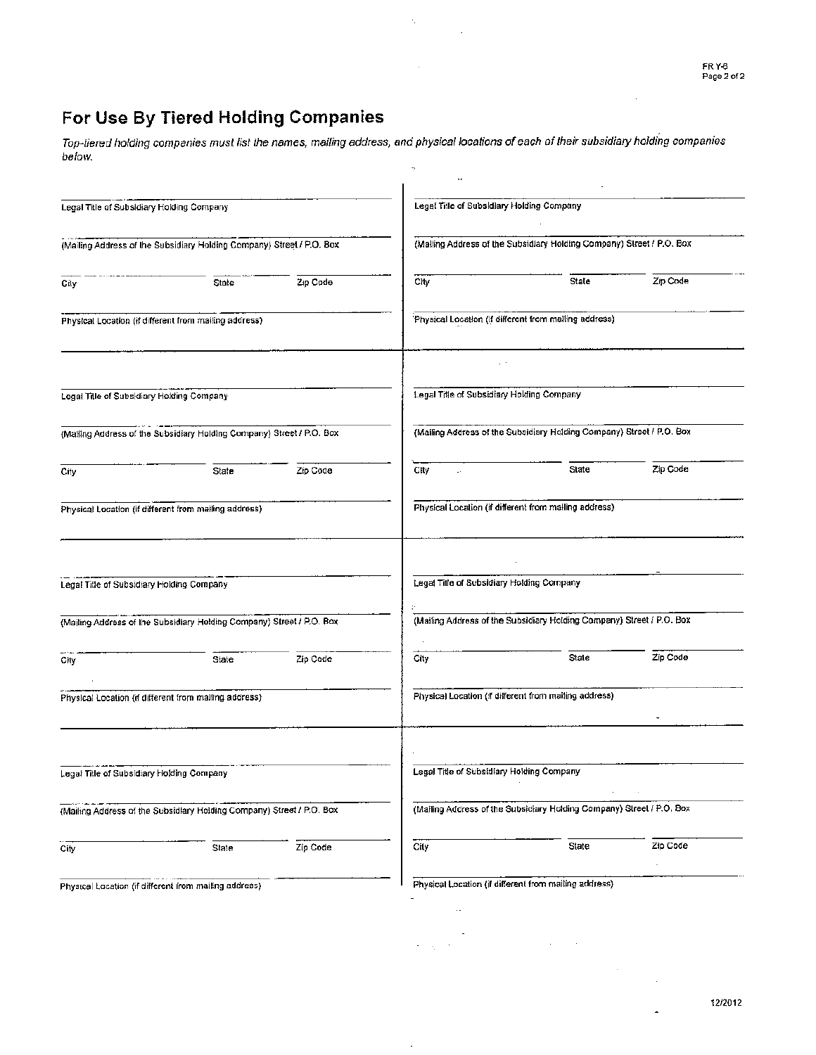## For Use By Tiered Holding Companies

*Top-tiered holding companies must list the names, mailing address, and physical locations of each of their subsidiary holding companies below.*

Legal Title of Subsidiary Holding Company

(Mailing Address of the Subsidiary Holding Company) Street / P.O. Box

City State Zip Code

Physical Location (if different from mailing address)

---

Legal Title of Subsidiary Holding Company

(Mailing Address of the Subsidiary Holding Company) Street / P.O. Box

City State Zip Code

Physical Location (if different from mailing address)

---

Legal Title of Subsidiary Holding Company

(Mailing Address of the Subsidiary Holding Company) Street / P.O. Box

City State Zip Code

Physical Location (if different from mailing address)

---

Legal Title of Subsidiary Holding Company

(Mailing Address of the Subsidiary Holding Company) Street / P.O. Box

City State Zip Code

Physical Location (if different from mailing address)

---

Legal Title of Subsidiary Holding Company

(Mailing Address of the Subsidiary Holding Company) Street / P.O. Box

City State Zip Code

Physical Location (if different from mailing address)

---

Legal Title of Subsidiary Holding Company

(Mailing Address of the Subsidiary Holding Company) Street / P.O. Box

City State Zip Code

Physical Location (if different from mailing address)

---

Legal Title of Subsidiary Holding Company

(Mailing Address of the Subsidiary Holding Company) Street / P.O. Box

City State Zip Code

Physical Location (if different from mailing address)

---

Legal Title of Subsidiary Holding Company

(Mailing Address of the Subsidiary Holding Company) Street / P.O. Box

City State Zip Code

Physical Location (if different from mailing address)

12/2012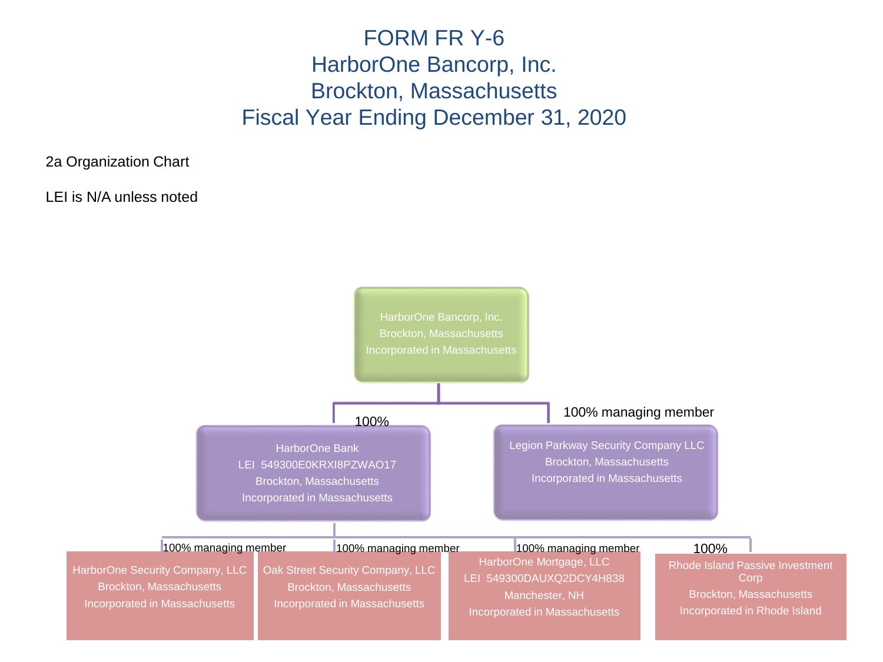# FORM FR Y-6
# HarborOne Bancorp, Inc.
# Brockton, Massachusetts
# Fiscal Year Ending December 31, 2020

2a Organization Chart

LEI is N/A unless noted

**HarborOne Bancorp, Inc.**
Brockton, Massachusetts
Incorporated in Massachusetts

- 100% — **HarborOne Bank**
  LEI 549300E0KRXI8PZWAO17
  Brockton, Massachusetts
  Incorporated in Massachusetts
  - 100% managing member — **HarborOne Security Company, LLC**
    Brockton, Massachusetts
    Incorporated in Massachusetts
  - 100% managing member — **Oak Street Security Company, LLC**
    Brockton, Massachusetts
    Incorporated in Massachusetts
  - 100% managing member — **HarborOne Mortgage, LLC**
    LEI 549300DAUXQ2DCY4H838
    Manchester, NH
    Incorporated in Massachusetts
  - 100% — **Rhode Island Passive Investment Corp**
    Brockton, Massachusetts
    Incorporated in Rhode Island
- 100% managing member — **Legion Parkway Security Company LLC**
  Brockton, Massachusetts
  Incorporated in Massachusetts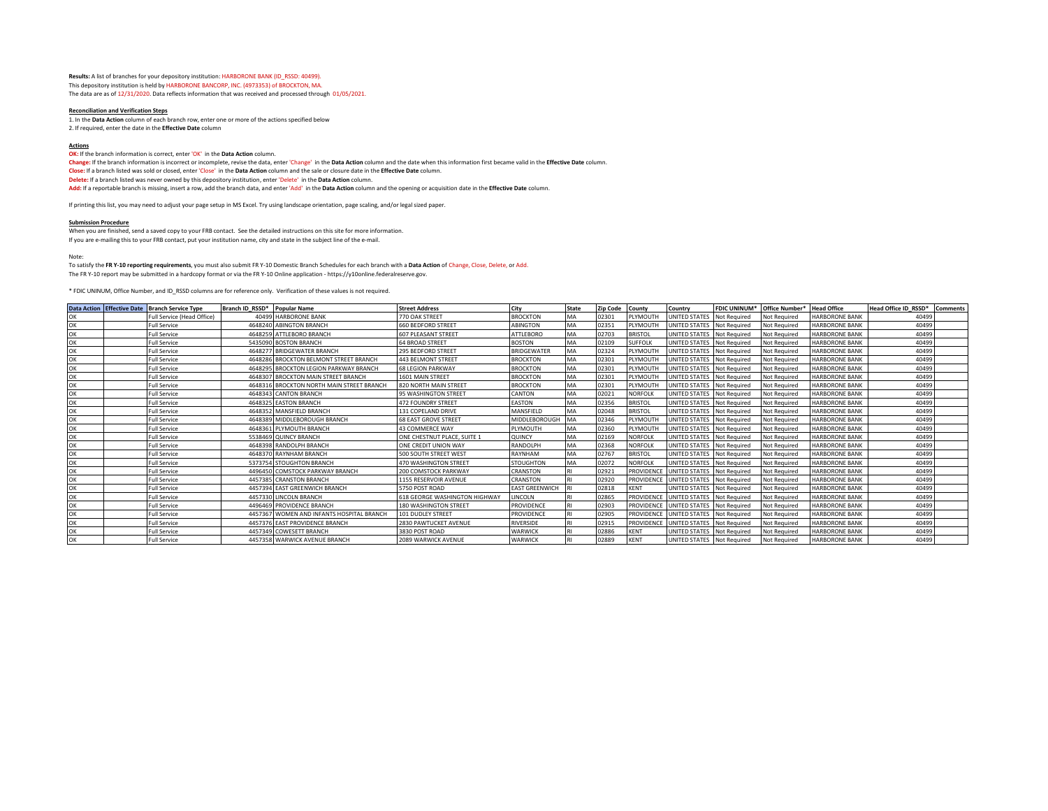**Results:** A list of branches for your depository institution: HARBORONE BANK (ID_RSSD: 40499).
This depository institution is held by HARBORONE BANCORP, INC. (4973353) of BROCKTON, MA.
The data are as of 12/31/2020. Data reflects information that was received and processed through 01/05/2021.

**Reconciliation and Verification Steps**

1. In the **Data Action** column of each branch row, enter one or more of the actions specified below
2. If required, enter the date in the **Effective Date** column

**Actions**

**OK:** If the branch information is correct, enter 'OK' in the **Data Action** column.
**Change:** If the branch information is incorrect or incomplete, revise the data, enter 'Change' in the **Data Action** column and the date when this information first became valid in the **Effective Date** column.
**Close:** If a branch listed was sold or closed, enter 'Close' in the **Data Action** column and the sale or closure date in the **Effective Date** column.
**Delete:** If a branch listed was never owned by this depository institution, enter 'Delete' in the **Data Action** column.
**Add:** If a reportable branch is missing, insert a row, add the branch data, and enter 'Add' in the **Data Action** column and the opening or acquisition date in the **Effective Date** column.

If printing this list, you may need to adjust your page setup in MS Excel. Try using landscape orientation, page scaling, and/or legal sized paper.

**Submission Procedure**

When you are finished, send a saved copy to your FRB contact. See the detailed instructions on this site for more information.
If you are e-mailing this to your FRB contact, put your institution name, city and state in the subject line of the e-mail.

Note:
To satisfy the **FR Y-10 reporting requirements**, you must also submit FR Y-10 Domestic Branch Schedules for each branch with a **Data Action** of Change, Close, Delete, or Add.
The FR Y-10 report may be submitted in a hardcopy format or via the FR Y-10 Online application - https://y10online.federalreserve.gov.

* FDIC UNINUM, Office Number, and ID_RSSD columns are for reference only. Verification of these values is not required.

| Data Action | Effective Date | Branch Service Type | Branch ID_RSSD* | Popular Name | Street Address | City | State | Zip Code | County | Country | FDIC UNINUM* | Office Number* | Head Office | Head Office ID_RSSD* | Comments |
|---|---|---|---|---|---|---|---|---|---|---|---|---|---|---|---|
| OK | | Full Service (Head Office) | 40499 | HARBORONE BANK | 770 OAK STREET | BROCKTON | MA | 02301 | PLYMOUTH | UNITED STATES | Not Required | Not Required | HARBORONE BANK | 40499 | |
| OK | | Full Service | 4648240 | ABINGTON BRANCH | 660 BEDFORD STREET | ABINGTON | MA | 02351 | PLYMOUTH | UNITED STATES | Not Required | Not Required | HARBORONE BANK | 40499 | |
| OK | | Full Service | 4648259 | ATTLEBORO BRANCH | 607 PLEASANT STREET | ATTLEBORO | MA | 02703 | BRISTOL | UNITED STATES | Not Required | Not Required | HARBORONE BANK | 40499 | |
| OK | | Full Service | 5435090 | BOSTON BRANCH | 64 BROAD STREET | BOSTON | MA | 02109 | SUFFOLK | UNITED STATES | Not Required | Not Required | HARBORONE BANK | 40499 | |
| OK | | Full Service | 4648277 | BRIDGEWATER BRANCH | 295 BEDFORD STREET | BRIDGEWATER | MA | 02324 | PLYMOUTH | UNITED STATES | Not Required | Not Required | HARBORONE BANK | 40499 | |
| OK | | Full Service | 4648286 | BROCKTON BELMONT STREET BRANCH | 443 BELMONT STREET | BROCKTON | MA | 02301 | PLYMOUTH | UNITED STATES | Not Required | Not Required | HARBORONE BANK | 40499 | |
| OK | | Full Service | 4648295 | BROCKTON LEGION PARKWAY BRANCH | 68 LEGION PARKWAY | BROCKTON | MA | 02301 | PLYMOUTH | UNITED STATES | Not Required | Not Required | HARBORONE BANK | 40499 | |
| OK | | Full Service | 4648307 | BROCKTON MAIN STREET BRANCH | 1601 MAIN STREET | BROCKTON | MA | 02301 | PLYMOUTH | UNITED STATES | Not Required | Not Required | HARBORONE BANK | 40499 | |
| OK | | Full Service | 4648316 | BROCKTON NORTH MAIN STREET BRANCH | 820 NORTH MAIN STREET | BROCKTON | MA | 02301 | PLYMOUTH | UNITED STATES | Not Required | Not Required | HARBORONE BANK | 40499 | |
| OK | | Full Service | 4648343 | CANTON BRANCH | 95 WASHINGTON STREET | CANTON | MA | 02021 | NORFOLK | UNITED STATES | Not Required | Not Required | HARBORONE BANK | 40499 | |
| OK | | Full Service | 4648325 | EASTON BRANCH | 472 FOUNDRY STREET | EASTON | MA | 02356 | BRISTOL | UNITED STATES | Not Required | Not Required | HARBORONE BANK | 40499 | |
| OK | | Full Service | 4648352 | MANSFIELD BRANCH | 131 COPELAND DRIVE | MANSFIELD | MA | 02048 | BRISTOL | UNITED STATES | Not Required | Not Required | HARBORONE BANK | 40499 | |
| OK | | Full Service | 4648389 | MIDDLEBOROUGH BRANCH | 68 EAST GROVE STREET | MIDDLEBOROUGH | MA | 02346 | PLYMOUTH | UNITED STATES | Not Required | Not Required | HARBORONE BANK | 40499 | |
| OK | | Full Service | 4648361 | PLYMOUTH BRANCH | 43 COMMERCE WAY | PLYMOUTH | MA | 02360 | PLYMOUTH | UNITED STATES | Not Required | Not Required | HARBORONE BANK | 40499 | |
| OK | | Full Service | 5538469 | QUINCY BRANCH | ONE CHESTNUT PLACE, SUITE 1 | QUINCY | MA | 02169 | NORFOLK | UNITED STATES | Not Required | Not Required | HARBORONE BANK | 40499 | |
| OK | | Full Service | 4648398 | RANDOLPH BRANCH | ONE CREDIT UNION WAY | RANDOLPH | MA | 02368 | NORFOLK | UNITED STATES | Not Required | Not Required | HARBORONE BANK | 40499 | |
| OK | | Full Service | 4648370 | RAYNHAM BRANCH | 500 SOUTH STREET WEST | RAYNHAM | MA | 02767 | BRISTOL | UNITED STATES | Not Required | Not Required | HARBORONE BANK | 40499 | |
| OK | | Full Service | 5373754 | STOUGHTON BRANCH | 470 WASHINGTON STREET | STOUGHTON | MA | 02072 | NORFOLK | UNITED STATES | Not Required | Not Required | HARBORONE BANK | 40499 | |
| OK | | Full Service | 4496450 | COMSTOCK PARKWAY BRANCH | 200 COMSTOCK PARKWAY | CRANSTON | RI | 02921 | PROVIDENCE | UNITED STATES | Not Required | Not Required | HARBORONE BANK | 40499 | |
| OK | | Full Service | 4457385 | CRANSTON BRANCH | 1155 RESERVOIR AVENUE | CRANSTON | RI | 02920 | PROVIDENCE | UNITED STATES | Not Required | Not Required | HARBORONE BANK | 40499 | |
| OK | | Full Service | 4457394 | EAST GREENWICH BRANCH | 5750 POST ROAD | EAST GREENWICH | RI | 02818 | KENT | UNITED STATES | Not Required | Not Required | HARBORONE BANK | 40499 | |
| OK | | Full Service | 4457330 | LINCOLN BRANCH | 618 GEORGE WASHINGTON HIGHWAY | LINCOLN | RI | 02865 | PROVIDENCE | UNITED STATES | Not Required | Not Required | HARBORONE BANK | 40499 | |
| OK | | Full Service | 4496469 | PROVIDENCE BRANCH | 180 WASHINGTON STREET | PROVIDENCE | RI | 02903 | PROVIDENCE | UNITED STATES | Not Required | Not Required | HARBORONE BANK | 40499 | |
| OK | | Full Service | 4457367 | WOMEN AND INFANTS HOSPITAL BRANCH | 101 DUDLEY STREET | PROVIDENCE | RI | 02905 | PROVIDENCE | UNITED STATES | Not Required | Not Required | HARBORONE BANK | 40499 | |
| OK | | Full Service | 4457376 | EAST PROVIDENCE BRANCH | 2830 PAWTUCKET AVENUE | RIVERSIDE | RI | 02915 | PROVIDENCE | UNITED STATES | Not Required | Not Required | HARBORONE BANK | 40499 | |
| OK | | Full Service | 4457349 | COWESETT BRANCH | 3830 POST ROAD | WARWICK | RI | 02886 | KENT | UNITED STATES | Not Required | Not Required | HARBORONE BANK | 40499 | |
| OK | | Full Service | 4457358 | WARWICK AVENUE BRANCH | 2089 WARWICK AVENUE | WARWICK | RI | 02889 | KENT | UNITED STATES | Not Required | Not Required | HARBORONE BANK | 40499 | |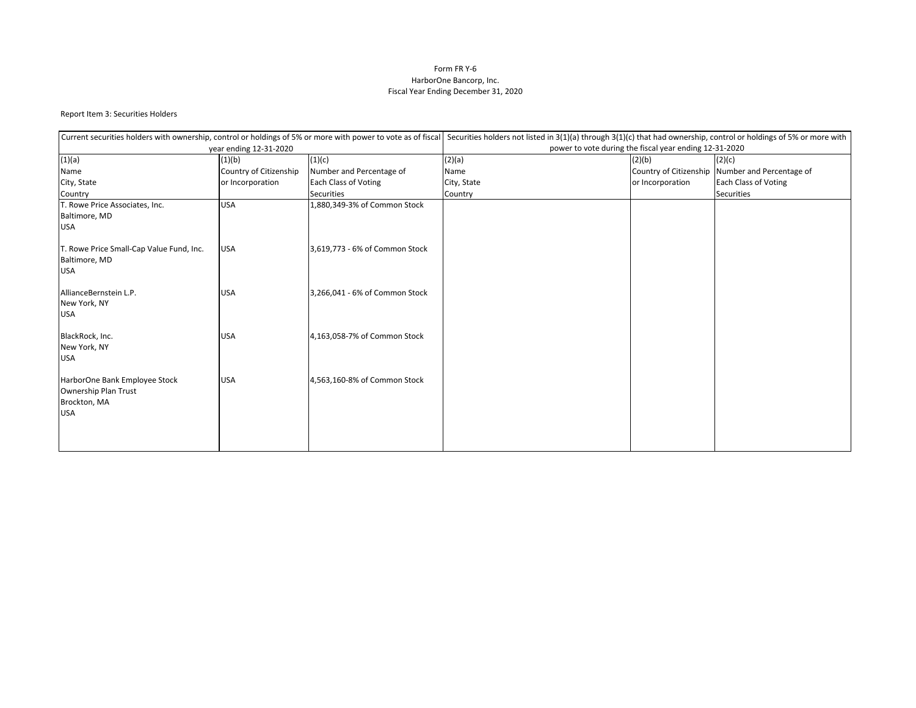Form FR Y-6
HarborOne Bancorp, Inc.
Fiscal Year Ending December 31, 2020

Report Item 3: Securities Holders

| Current securities holders with ownership, control or holdings of 5% or more with power to vote as of fiscal year ending 12-31-2020 | | | Securities holders not listed in 3(1)(a) through 3(1)(c) that had ownership, control or holdings of 5% or more with power to vote during the fiscal year ending 12-31-2020 | | |
|---|---|---|---|---|---|
| (1)(a)<br>Name<br>City, State<br>Country | (1)(b)<br>Country of Citizenship<br>or Incorporation | (1)(c)<br>Number and Percentage of<br>Each Class of Voting<br>Securities | (2)(a)<br>Name<br>City, State<br>Country | (2)(b)<br>Country of Citizenship<br>or Incorporation | (2)(c)<br>Number and Percentage of<br>Each Class of Voting<br>Securities |
| T. Rowe Price Associates, Inc.<br>Baltimore, MD<br>USA | USA | 1,880,349-3% of Common Stock | | | |
| T. Rowe Price Small-Cap Value Fund, Inc.<br>Baltimore, MD<br>USA | USA | 3,619,773 - 6% of Common Stock | | | |
| AllianceBernstein L.P.<br>New York, NY<br>USA | USA | 3,266,041 - 6% of Common Stock | | | |
| BlackRock, Inc.<br>New York, NY<br>USA | USA | 4,163,058-7% of Common Stock | | | |
| HarborOne Bank Employee Stock<br>Ownership Plan Trust<br>Brockton, MA<br>USA | USA | 4,563,160-8% of Common Stock | | | |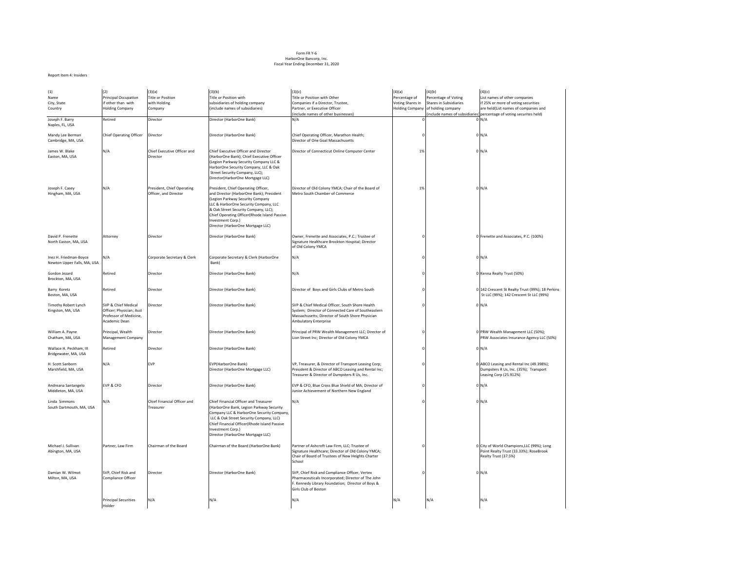Form FR Y-6
HarborOne Bancorp, Inc.
Fiscal Year Ending December 31, 2020

Report Item 4: Insiders

| (1) Name City, State Country | (2) Principal Occupation if other than with Holding Company | (3)(a) Title or Position with Holding Company | (3)(b) Title or Position with subsidiaries of holding company (include names of subsidiaries) | (3)(c) Title or Position with Other Companies if a Director, Trustee, Partner, or Executive Officer (include names of other businesses) | (4)(a) Percentage of Voting Shares in Holding Company | (4)(b) Percentage of Voting Shares in Subsidiaries of holding company (include names of subsidiaries) | (4)(c) List names of other companies if 25% or more of voting securities are held(List names of companies and percentage of voting securites held) |
|---|---|---|---|---|---|---|---|
| Joseph F. Barry Naples, FL, USA | Retired | Director | Director (HarborOne Bank) | N/A | 0 | 0 | N/A |
| Mandy Lee Berman Cambridge, MA, USA | Chief Operating Officer | Director | Director (HarborOne Bank) | Chief Operating Officer, Marathon Health; Director of One Goal Massachusetts | 0 | 0 | N/A |
| James W. Blake Easton, MA, USA | N/A | Chief Executive Officer and Director | Chief Executive Officer and Director (HarborOne Bank); Chief Executive Officer (Legion Parkway Security Company LLC & HarborOne Security Company, LLC & Oak Street Security Company, LLC); Director(HarborOne Mortgage LLC) | Director of Connecticut Online Computer Center | 1% | 0 | N/A |
| Joseph F. Casey Hingham, MA, USA | N/A | President, Chief Operating Officer, and Director | President, Chief Operating Officer, and Director (HarborOne Bank); President (Legion Parkway Security Company LLC & HarborOne Security Company, LLC & Oak Street Security Company, LLC); Chief Operating Officer(Rhode Island Passive Investment Corp.) Director (HarborOne Mortgage LLC) | Director of Old Colony YMCA; Chair of the Board of Metro South Chamber of Commerce | 1% | 0 | N/A |
| David P. Frenette North Easton, MA, USA | Attorney | Director | Director (HarborOne Bank) | Owner, Frenette and Associates, P.C.; Trustee of Signature Healthcare Brockton Hospital; Director of Old Colony YMCA | 0 | 0 | Frenette and Associates, P.C. (100%) |
| Inez H. Friedman-Boyce Newton Upper Falls, MA, USA | N/A | Corporate Secretary & Clerk | Corporate Secretary & Clerk (HarborOne Bank) | N/A | 0 | 0 | N/A |
| Gordon Jezard Brockton, MA, USA | Retired | Director | Director (HarborOne Bank) | N/A | 0 | 0 | Kenna Realty Trust (50%) |
| Barry Koretz Boston, MA, USA | Retired | Director | Director (HarborOne Bank) | Director of Boys and Girls Clubs of Metro South | 0 | 0 | 142 Crescent St Realty Trust (99%); 18 Perkins St LLC (99%); 142 Crescent St LLC (99%) |
| Timothy Robert Lynch Kingston, MA, USA | SVP & Chief Medical Officer; Physician; Asst Professor of Medicine, Academic Dean | Director | Director (HarborOne Bank) | SVP & Chief Medical Officer, South Shore Health System; Director of Connected Care of Southeastern Massachusetts; Director of South Shore Physician Ambulatory Enterprise | 0 | 0 | N/A |
| William A. Payne Chatham, MA, USA | Principal, Wealth Management Company | Director | Director (HarborOne Bank) | Principal of PRW Wealth Management LLC; Director of Lion Street Inc; Director of Old Colony YMCA | 0 | 0 | PRW Wealth Management LLC (50%); PRW Associates Insurance Agency LLC (50%) |
| Wallace H. Peckham, III Bridgewater, MA, USA | Retired | Director | Director (HarborOne Bank) | | 0 | 0 | N/A |
| H. Scott Sanborn Marshfield, MA, USA | N/A | EVP | EVP(HarborOne Bank) Director (HarborOne Mortgage LLC) | VP, Treasurer, & Director of Transport Leasing Corp; President & Director of ABCO Leasing and Rental Inc; Treasurer & Director of Dumpsters R Us, Inc. | 0 | 0 | ABCO Leasing and Rental Inc (49.398%); Dumpsters R Us, Inc. (35%); Transport Leasing Corp (25.912%) |
| Andreana Santangelo Middleton, MA, USA | EVP & CFO | Director | Director (HarborOne Bank) | EVP & CFO, Blue Cross Blue Shield of MA; Director of Junior Achievement of Northern New England | 0 | 0 | N/A |
| Linda Simmons South Dartmouth, MA, USA | N/A | Chief Financial Officer and Treasurer | Chief Financial Officer and Treasurer (HarborOne Bank, Legion Parkway Security Company LLC & HarborOne Security Company, LLC & Oak Street Security Company, LLC) Chief Financial Officer(Rhode Island Passive Investment Corp.) Director (HarborOne Mortgage LLC) | N/A | 0 | 0 | N/A |
| Michael J. Sullivan Abington, MA, USA | Partner, Law Firm | Chairman of the Board | Chairman of the Board (HarborOne Bank) | Partner of Ashcroft Law Firm, LLC; Trustee of Signature Healthcare; Director of Old Colony YMCA; Chair of Board of Trustees of New Heights Charter School | 0 | 0 | City of World Champions,LLC (99%); Long Point Realty Trust (33.33%); RoseBrook Realty Trust (37.5%) |
| Damian W. Wilmot Milton, MA, USA | SVP, Chief Risk and Compliance Officer | Director | Director (HarborOne Bank) | SVP, Chief Risk and Compliance Officer, Vertex Pharmaceuticals Incorporated; Director of The John F. Kennedy Library Foundation; Director of Boys & Girls Club of Boston | 0 | 0 | N/A |
| | Principal Securities Holder | N/A | N/A | N/A | N/A | N/A | N/A |